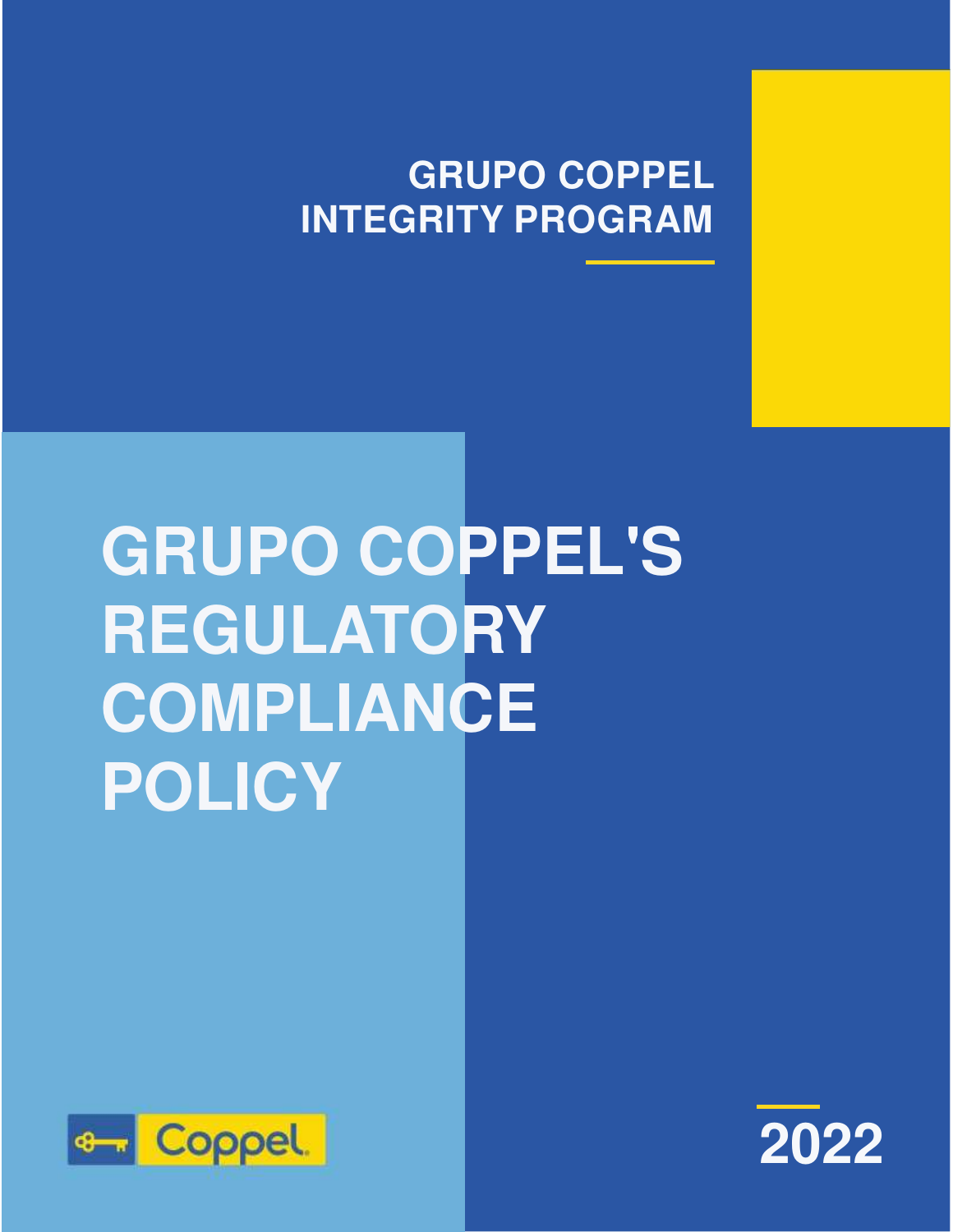GRUPO COPPEL
INTEGRITY PROGRAM

# GRUPO COPPEL'S REGULATORY COMPLIANCE POLICY

Coppel

2022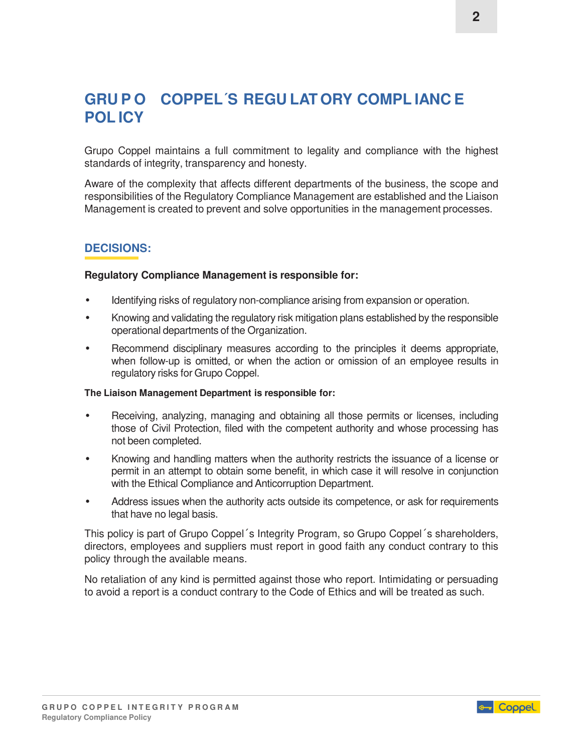# GRUPO COPPEL´S REGULATORY COMPLIANCE POLICY

Grupo Coppel maintains a full commitment to legality and compliance with the highest standards of integrity, transparency and honesty.

Aware of the complexity that affects different departments of the business, the scope and responsibilities of the Regulatory Compliance Management are established and the Liaison Management is created to prevent and solve opportunities in the management processes.

## DECISIONS:

**Regulatory Compliance Management is responsible for:**

- Identifying risks of regulatory non-compliance arising from expansion or operation.
- Knowing and validating the regulatory risk mitigation plans established by the responsible operational departments of the Organization.
- Recommend disciplinary measures according to the principles it deems appropriate, when follow-up is omitted, or when the action or omission of an employee results in regulatory risks for Grupo Coppel.

**The Liaison Management Department is responsible for:**

- Receiving, analyzing, managing and obtaining all those permits or licenses, including those of Civil Protection, filed with the competent authority and whose processing has not been completed.
- Knowing and handling matters when the authority restricts the issuance of a license or permit in an attempt to obtain some benefit, in which case it will resolve in conjunction with the Ethical Compliance and Anticorruption Department.
- Address issues when the authority acts outside its competence, or ask for requirements that have no legal basis.

This policy is part of Grupo Coppel´s Integrity Program, so Grupo Coppel´s shareholders, directors, employees and suppliers must report in good faith any conduct contrary to this policy through the available means.

No retaliation of any kind is permitted against those who report. Intimidating or persuading to avoid a report is a conduct contrary to the Code of Ethics and will be treated as such.